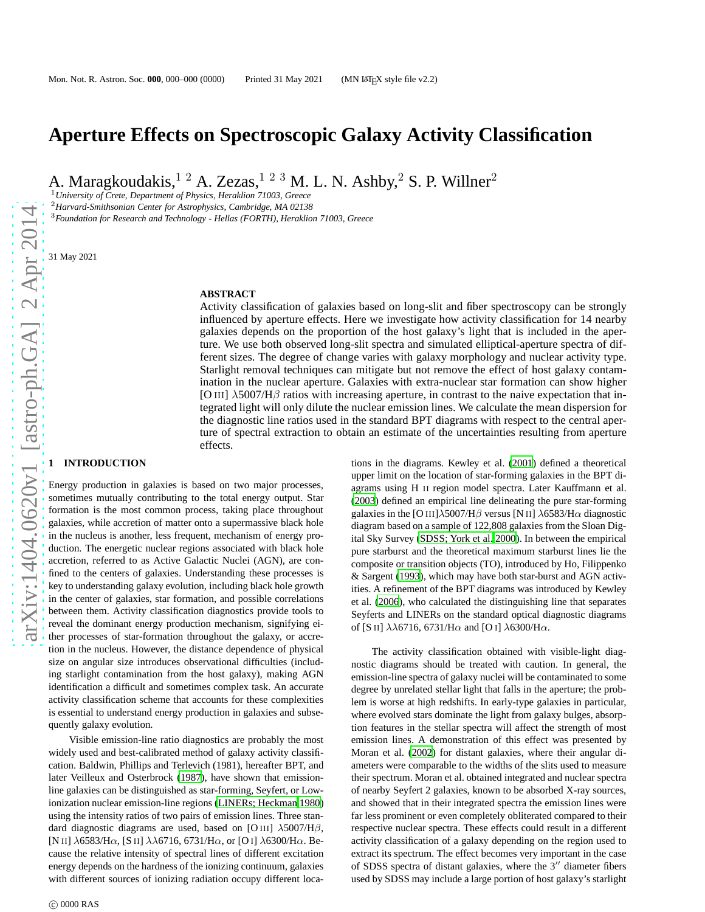# Aperture Effects on Spectroscopic Galaxy Activity Classification

A. Maragkoudakis,[1,2] A. Zezas,[1,2,3] M. L. N. Ashby,[2] S. P. Willner[2]

[1] *University of Crete, Department of Physics, Heraklion 71003, Greece*
[2] *Harvard-Smithsonian Center for Astrophysics, Cambridge, MA 02138*
[3] *Foundation for Research and Technology - Hellas (FORTH), Heraklion 71003, Greece*

31 May 2021

## ABSTRACT

Activity classification of galaxies based on long-slit and fiber spectroscopy can be strongly influenced by aperture effects. Here we investigate how activity classification for 14 nearby galaxies depends on the proportion of the host galaxy's light that is included in the aperture. We use both observed long-slit spectra and simulated elliptical-aperture spectra of different sizes. The degree of change varies with galaxy morphology and nuclear activity type. Starlight removal techniques can mitigate but not remove the effect of host galaxy contamination in the nuclear aperture. Galaxies with extra-nuclear star formation can show higher [O III] $\lambda$5007/H$\beta$ ratios with increasing aperture, in contrast to the naive expectation that integrated light will only dilute the nuclear emission lines. We calculate the mean dispersion for the diagnostic line ratios used in the standard BPT diagrams with respect to the central aperture of spectral extraction to obtain an estimate of the uncertainties resulting from aperture effects.

## 1 INTRODUCTION

Energy production in galaxies is based on two major processes, sometimes mutually contributing to the total energy output. Star formation is the most common process, taking place throughout galaxies, while accretion of matter onto a supermassive black hole in the nucleus is another, less frequent, mechanism of energy production. The energetic nuclear regions associated with black hole accretion, referred to as Active Galactic Nuclei (AGN), are confined to the centers of galaxies. Understanding these processes is key to understanding galaxy evolution, including black hole growth in the center of galaxies, star formation, and possible correlations between them. Activity classification diagnostics provide tools to reveal the dominant energy production mechanism, signifying either processes of star-formation throughout the galaxy, or accretion in the nucleus. However, the distance dependence of physical size on angular size introduces observational difficulties (including starlight contamination from the host galaxy), making AGN identification a difficult and sometimes complex task. An accurate activity classification scheme that accounts for these complexities is essential to understand energy production in galaxies and subsequently galaxy evolution.

Visible emission-line ratio diagnostics are probably the most widely used and best-calibrated method of galaxy activity classification. Baldwin, Phillips and Terlevich (1981), hereafter BPT, and later Veilleux and Osterbrock (1987), have shown that emission-line galaxies can be distinguished as star-forming, Seyfert, or Low-ionization nuclear emission-line regions (LINERs; Heckman 1980) using the intensity ratios of two pairs of emission lines. Three standard diagnostic diagrams are used, based on [O III] $\lambda$5007/H$\beta$, [N II] $\lambda$6583/H$\alpha$, [S II] $\lambda\lambda$6716, 6731/H$\alpha$, or [O I] $\lambda$6300/H$\alpha$. Because the relative intensity of spectral lines of different excitation energy depends on the hardness of the ionizing continuum, galaxies with different sources of ionizing radiation occupy different locations in the diagrams. Kewley et al. (2001) defined a theoretical upper limit on the location of star-forming galaxies in the BPT diagrams using H II region model spectra. Later Kauffmann et al. (2003) defined an empirical line delineating the pure star-forming galaxies in the [O III]$\lambda$5007/H$\beta$ versus [N II] $\lambda$6583/H$\alpha$ diagnostic diagram based on a sample of 122,808 galaxies from the Sloan Digital Sky Survey (SDSS; York et al. 2000). In between the empirical pure starburst and the theoretical maximum starburst lines lie the composite or transition objects (TO), introduced by Ho, Filippenko & Sargent (1993), which may have both star-burst and AGN activities. A refinement of the BPT diagrams was introduced by Kewley et al. (2006), who calculated the distinguishing line that separates Seyferts and LINERs on the standard optical diagnostic diagrams of [S II] $\lambda\lambda$6716, 6731/H$\alpha$ and [O I] $\lambda$6300/H$\alpha$.

The activity classification obtained with visible-light diagnostic diagrams should be treated with caution. In general, the emission-line spectra of galaxy nuclei will be contaminated to some degree by unrelated stellar light that falls in the aperture; the problem is worse at high redshifts. In early-type galaxies in particular, where evolved stars dominate the light from galaxy bulges, absorption features in the stellar spectra will affect the strength of most emission lines. A demonstration of this effect was presented by Moran et al. (2002) for distant galaxies, where their angular diameters were comparable to the widths of the slits used to measure their spectrum. Moran et al. obtained integrated and nuclear spectra of nearby Seyfert 2 galaxies, known to be absorbed X-ray sources, and showed that in their integrated spectra the emission lines were far less prominent or even completely obliterated compared to their respective nuclear spectra. These effects could result in a different activity classification of a galaxy depending on the region used to extract its spectrum. The effect becomes very important in the case of SDSS spectra of distant galaxies, where the 3″ diameter fibers used by SDSS may include a large portion of host galaxy's starlight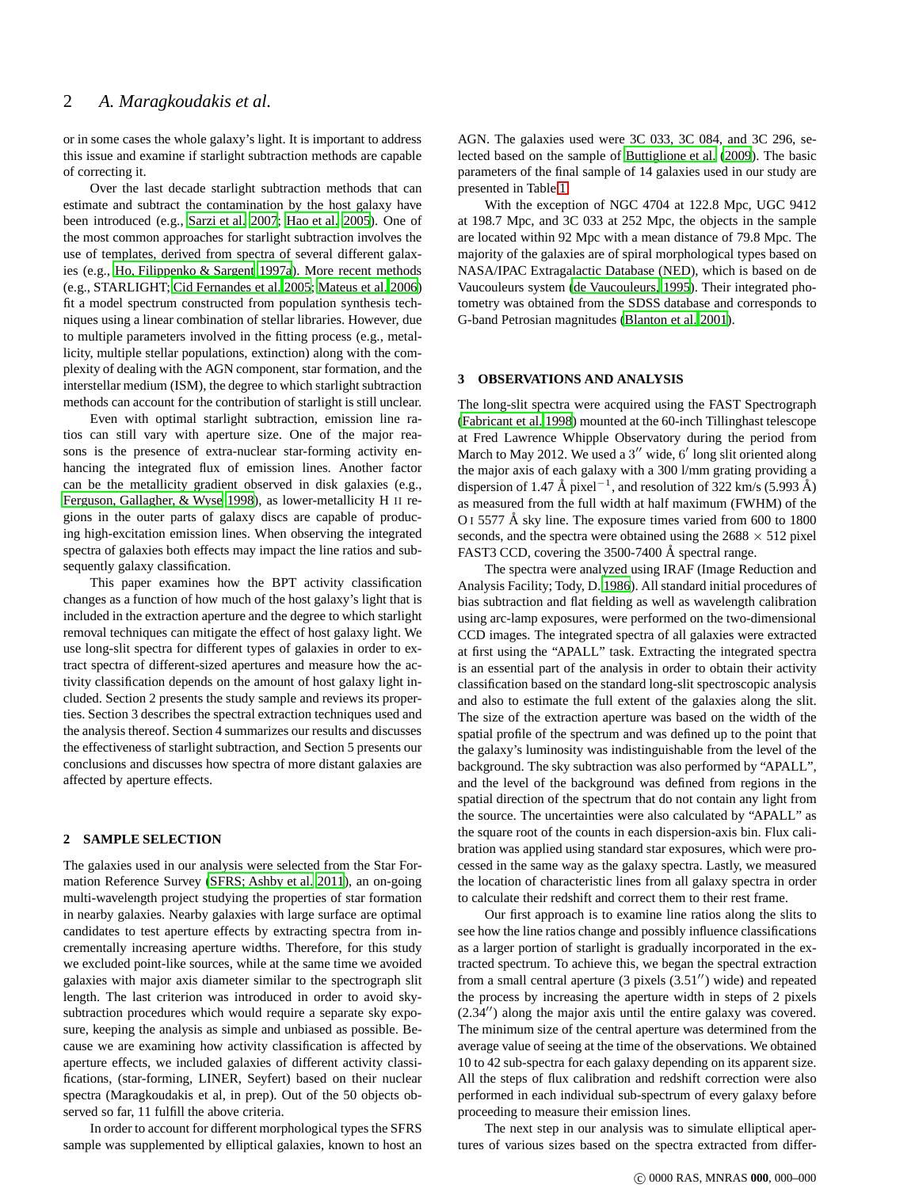or in some cases the whole galaxy's light. It is important to address this issue and examine if starlight subtraction methods are capable of correcting it.

Over the last decade starlight subtraction methods that can estimate and subtract the contamination by the host galaxy have been introduced (e.g., Sarzi et al. 2007; Hao et al. 2005). One of the most common approaches for starlight subtraction involves the use of templates, derived from spectra of several different galaxies (e.g., Ho, Filippenko & Sargent 1997a). More recent methods (e.g., STARLIGHT; Cid Fernandes et al. 2005; Mateus et al. 2006) fit a model spectrum constructed from population synthesis techniques using a linear combination of stellar libraries. However, due to multiple parameters involved in the fitting process (e.g., metallicity, multiple stellar populations, extinction) along with the complexity of dealing with the AGN component, star formation, and the interstellar medium (ISM), the degree to which starlight subtraction methods can account for the contribution of starlight is still unclear.

Even with optimal starlight subtraction, emission line ratios can still vary with aperture size. One of the major reasons is the presence of extra-nuclear star-forming activity enhancing the integrated flux of emission lines. Another factor can be the metallicity gradient observed in disk galaxies (e.g., Ferguson, Gallagher, & Wyse 1998), as lower-metallicity H II regions in the outer parts of galaxy discs are capable of producing high-excitation emission lines. When observing the integrated spectra of galaxies both effects may impact the line ratios and subsequently galaxy classification.

This paper examines how the BPT activity classification changes as a function of how much of the host galaxy's light that is included in the extraction aperture and the degree to which starlight removal techniques can mitigate the effect of host galaxy light. We use long-slit spectra for different types of galaxies in order to extract spectra of different-sized apertures and measure how the activity classification depends on the amount of host galaxy light included. Section 2 presents the study sample and reviews its properties. Section 3 describes the spectral extraction techniques used and the analysis thereof. Section 4 summarizes our results and discusses the effectiveness of starlight subtraction, and Section 5 presents our conclusions and discusses how spectra of more distant galaxies are affected by aperture effects.

## 2 SAMPLE SELECTION

The galaxies used in our analysis were selected from the Star Formation Reference Survey (SFRS; Ashby et al. 2011), an on-going multi-wavelength project studying the properties of star formation in nearby galaxies. Nearby galaxies with large surface are optimal candidates to test aperture effects by extracting spectra from incrementally increasing aperture widths. Therefore, for this study we excluded point-like sources, while at the same time we avoided galaxies with major axis diameter similar to the spectrograph slit length. The last criterion was introduced in order to avoid sky-subtraction procedures which would require a separate sky exposure, keeping the analysis as simple and unbiased as possible. Because we are examining how activity classification is affected by aperture effects, we included galaxies of different activity classifications, (star-forming, LINER, Seyfert) based on their nuclear spectra (Maragkoudakis et al, in prep). Out of the 50 objects observed so far, 11 fulfill the above criteria.

In order to account for different morphological types the SFRS sample was supplemented by elliptical galaxies, known to host an AGN. The galaxies used were 3C 033, 3C 084, and 3C 296, selected based on the sample of Buttiglione et al. (2009). The basic parameters of the final sample of 14 galaxies used in our study are presented in Table 1.

With the exception of NGC 4704 at 122.8 Mpc, UGC 9412 at 198.7 Mpc, and 3C 033 at 252 Mpc, the objects in the sample are located within 92 Mpc with a mean distance of 79.8 Mpc. The majority of the galaxies are of spiral morphological types based on NASA/IPAC Extragalactic Database (NED), which is based on de Vaucouleurs system (de Vaucouleurs, 1995). Their integrated photometry was obtained from the SDSS database and corresponds to G-band Petrosian magnitudes (Blanton et al. 2001).

## 3 OBSERVATIONS AND ANALYSIS

The long-slit spectra were acquired using the FAST Spectrograph (Fabricant et al. 1998) mounted at the 60-inch Tillinghast telescope at Fred Lawrence Whipple Observatory during the period from March to May 2012. We used a $3''$ wide, $6'$ long slit oriented along the major axis of each galaxy with a 300 l/mm grating providing a dispersion of 1.47 Å pixel$^{-1}$, and resolution of 322 km/s (5.993 Å) as measured from the full width at half maximum (FWHM) of the O I 5577 Å sky line. The exposure times varied from 600 to 1800 seconds, and the spectra were obtained using the 2688 $\times$ 512 pixel FAST3 CCD, covering the 3500-7400 Å spectral range.

The spectra were analyzed using IRAF (Image Reduction and Analysis Facility; Tody, D. 1986). All standard initial procedures of bias subtraction and flat fielding as well as wavelength calibration using arc-lamp exposures, were performed on the two-dimensional CCD images. The integrated spectra of all galaxies were extracted at first using the "APALL" task. Extracting the integrated spectra is an essential part of the analysis in order to obtain their activity classification based on the standard long-slit spectroscopic analysis and also to estimate the full extent of the galaxies along the slit. The size of the extraction aperture was based on the width of the spatial profile of the spectrum and was defined up to the point that the galaxy's luminosity was indistinguishable from the level of the background. The sky subtraction was also performed by "APALL", and the level of the background was defined from regions in the spatial direction of the spectrum that do not contain any light from the source. The uncertainties were also calculated by "APALL" as the square root of the counts in each dispersion-axis bin. Flux calibration was applied using standard star exposures, which were processed in the same way as the galaxy spectra. Lastly, we measured the location of characteristic lines from all galaxy spectra in order to calculate their redshift and correct them to their rest frame.

Our first approach is to examine line ratios along the slits to see how the line ratios change and possibly influence classifications as a larger portion of starlight is gradually incorporated in the extracted spectrum. To achieve this, we began the spectral extraction from a small central aperture (3 pixels ($3.51''$) wide) and repeated the process by increasing the aperture width in steps of 2 pixels ($2.34''$) along the major axis until the entire galaxy was covered. The minimum size of the central aperture was determined from the average value of seeing at the time of the observations. We obtained 10 to 42 sub-spectra for each galaxy depending on its apparent size. All the steps of flux calibration and redshift correction were also performed in each individual sub-spectrum of every galaxy before proceeding to measure their emission lines.

The next step in our analysis was to simulate elliptical apertures of various sizes based on the spectra extracted from differ-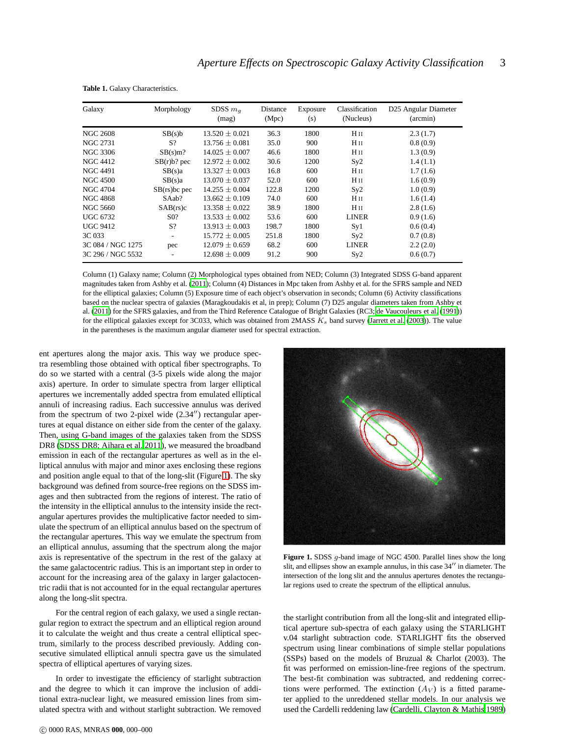**Table 1.** Galaxy Characteristics.

| Galaxy | Morphology | SDSS $m_g$ (mag) | Distance (Mpc) | Exposure (s) | Classification (Nucleus) | D25 Angular Diameter (arcmin) |
|---|---|---|---|---|---|---|
| NGC 2608 | SB(s)b | 13.520 ± 0.021 | 36.3 | 1800 | H II | 2.3 (1.7) |
| NGC 2731 | S? | 13.756 ± 0.081 | 35.0 | 900 | H II | 0.8 (0.9) |
| NGC 3306 | SB(s)m? | 14.025 ± 0.007 | 46.6 | 1800 | H II | 1.3 (0.9) |
| NGC 4412 | SB(r)b? pec | 12.972 ± 0.002 | 30.6 | 1200 | Sy2 | 1.4 (1.1) |
| NGC 4491 | SB(s)a | 13.327 ± 0.003 | 16.8 | 600 | H II | 1.7 (1.6) |
| NGC 4500 | SB(s)a | 13.070 ± 0.037 | 52.0 | 600 | H II | 1.6 (0.9) |
| NGC 4704 | SB(rs)bc pec | 14.255 ± 0.004 | 122.8 | 1200 | Sy2 | 1.0 (0.9) |
| NGC 4868 | SAab? | 13.662 ± 0.109 | 74.0 | 600 | H II | 1.6 (1.4) |
| NGC 5660 | SAB(rs)c | 13.358 ± 0.022 | 38.9 | 1800 | H II | 2.8 (1.6) |
| UGC 6732 | S0? | 13.533 ± 0.002 | 53.6 | 600 | LINER | 0.9 (1.6) |
| UGC 9412 | S? | 13.913 ± 0.003 | 198.7 | 1800 | Sy1 | 0.6 (0.4) |
| 3C 033 | - | 15.772 ± 0.005 | 251.8 | 1800 | Sy2 | 0.7 (0.8) |
| 3C 084 / NGC 1275 | pec | 12.079 ± 0.659 | 68.2 | 600 | LINER | 2.2 (2.0) |
| 3C 296 / NGC 5532 | - | 12.698 ± 0.009 | 91.2 | 900 | Sy2 | 0.6 (0.7) |

Column (1) Galaxy name; Column (2) Morphological types obtained from NED; Column (3) Integrated SDSS G-band apparent magnitudes taken from Ashby et al. (2011); Column (4) Distances in Mpc taken from Ashby et al. for the SFRS sample and NED for the elliptical galaxies; Column (5) Exposure time of each object's observation in seconds; Column (6) Activity classifications based on the nuclear spectra of galaxies (Maragkoudakis et al, in prep); Column (7) D25 angular diameters taken from Ashby et al. (2011) for the SFRS galaxies, and from the Third Reference Catalogue of Bright Galaxies (RC3; de Vaucouleurs et al. (1991)) for the elliptical galaxies except for 3C033, which was obtained from 2MASS $K_s$ band survey (Jarrett et al. (2003)). The value in the parentheses is the maximum angular diameter used for spectral extraction.

ent apertures along the major axis. This way we produce spectra resembling those obtained with optical fiber spectrographs. To do so we started with a central (3-5 pixels wide along the major axis) aperture. In order to simulate spectra from larger elliptical apertures we incrementally added spectra from emulated elliptical annuli of increasing radius. Each successive annulus was derived from the spectrum of two 2-pixel wide (2.34″) rectangular apertures at equal distance on either side from the center of the galaxy. Then, using G-band images of the galaxies taken from the SDSS DR8 (SDSS DR8; Aihara et al. 2011), we measured the broadband emission in each of the rectangular apertures as well as in the elliptical annulus with major and minor axes enclosing these regions and position angle equal to that of the long-slit (Figure 1). The sky background was defined from source-free regions on the SDSS images and then subtracted from the regions of interest. The ratio of the intensity in the elliptical annulus to the intensity inside the rectangular apertures provides the multiplicative factor needed to simulate the spectrum of an elliptical annulus based on the spectrum of the rectangular apertures. This way we emulate the spectrum from an elliptical annulus, assuming that the spectrum along the major axis is representative of the spectrum in the rest of the galaxy at the same galactocentric radius. This is an important step in order to account for the increasing area of the galaxy in larger galactocentric radii that is not accounted for in the equal rectangular apertures along the long-slit spectra.

For the central region of each galaxy, we used a single rectangular region to extract the spectrum and an elliptical region around it to calculate the weight and thus create a central elliptical spectrum, similarly to the process described previously. Adding consecutive simulated elliptical annuli spectra gave us the simulated spectra of elliptical apertures of varying sizes.

In order to investigate the efficiency of starlight subtraction and the degree to which it can improve the inclusion of additional extra-nuclear light, we measured emission lines from simulated spectra with and without starlight subtraction. We removed the starlight contribution from all the long-slit and integrated elliptical aperture sub-spectra of each galaxy using the STARLIGHT v.04 starlight subtraction code. STARLIGHT fits the observed spectrum using linear combinations of simple stellar populations (SSPs) based on the models of Bruzual & Charlot (2003). The fit was performed on emission-line-free regions of the spectrum. The best-fit combination was subtracted, and reddening corrections were performed. The extinction ($A_V$) is a fitted parameter applied to the unreddened stellar models. In our analysis we used the Cardelli reddening law (Cardelli, Clayton & Mathis 1989)

**Figure 1.** SDSS $g$-band image of NGC 4500. Parallel lines show the long slit, and ellipses show an example annulus, in this case 34″ in diameter. The intersection of the long slit and the annulus apertures denotes the rectangular regions used to create the spectrum of the elliptical annulus.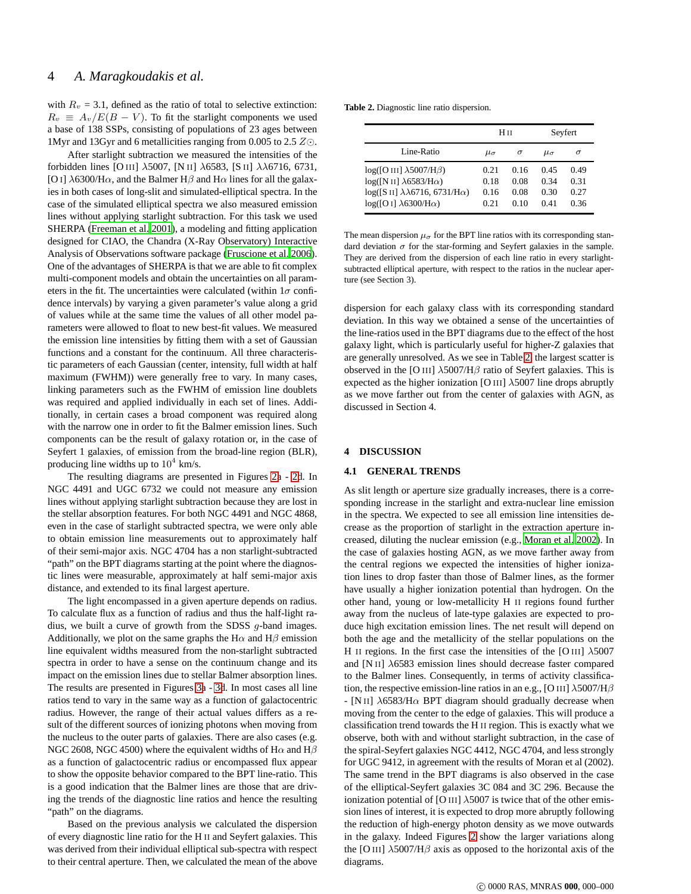with $R_v$ = 3.1, defined as the ratio of total to selective extinction: $R_v \equiv A_v/E(B-V)$. To fit the starlight components we used a base of 138 SSPs, consisting of populations of 23 ages between 1Myr and 13Gyr and 6 metallicities ranging from 0.005 to 2.5 $Z_\odot$.

After starlight subtraction we measured the intensities of the forbidden lines [O III] λ5007, [N II] λ6583, [S II] λλ6716, 6731, [O I] λ6300/Hα, and the Balmer Hβ and Hα lines for all the galaxies in both cases of long-slit and simulated-elliptical spectra. In the case of the simulated elliptical spectra we also measured emission lines without applying starlight subtraction. For this task we used SHERPA (Freeman et al. 2001), a modeling and fitting application designed for CIAO, the Chandra (X-Ray Observatory) Interactive Analysis of Observations software package (Fruscione et al. 2006). One of the advantages of SHERPA is that we are able to fit complex multi-component models and obtain the uncertainties on all parameters in the fit. The uncertainties were calculated (within 1$\sigma$ confidence intervals) by varying a given parameter's value along a grid of values while at the same time the values of all other model parameters were allowed to float to new best-fit values. We measured the emission line intensities by fitting them with a set of Gaussian functions and a constant for the continuum. All three characteristic parameters of each Gaussian (center, intensity, full width at half maximum (FWHM)) were generally free to vary. In many cases, linking parameters such as the FWHM of emission line doublets was required and applied individually in each set of lines. Additionally, in certain cases a broad component was required along with the narrow one in order to fit the Balmer emission lines. Such components can be the result of galaxy rotation or, in the case of Seyfert 1 galaxies, of emission from the broad-line region (BLR), producing line widths up to $10^4$ km/s.

The resulting diagrams are presented in Figures 2a - 2d. In NGC 4491 and UGC 6732 we could not measure any emission lines without applying starlight subtraction because they are lost in the stellar absorption features. For both NGC 4491 and NGC 4868, even in the case of starlight subtracted spectra, we were only able to obtain emission line measurements out to approximately half of their semi-major axis. NGC 4704 has a non starlight-subtracted "path" on the BPT diagrams starting at the point where the diagnostic lines were measurable, approximately at half semi-major axis distance, and extended to its final largest aperture.

The light encompassed in a given aperture depends on radius. To calculate flux as a function of radius and thus the half-light radius, we built a curve of growth from the SDSS $g$-band images. Additionally, we plot on the same graphs the Hα and Hβ emission line equivalent widths measured from the non-starlight subtracted spectra in order to have a sense on the continuum change and its impact on the emission lines due to stellar Balmer absorption lines. The results are presented in Figures 3a - 3d. In most cases all line ratios tend to vary in the same way as a function of galactocentric radius. However, the range of their actual values differs as a result of the different sources of ionizing photons when moving from the nucleus to the outer parts of galaxies. There are also cases (e.g. NGC 2608, NGC 4500) where the equivalent widths of Hα and Hβ as a function of galactocentric radius or encompassed flux appear to show the opposite behavior compared to the BPT line-ratio. This is a good indication that the Balmer lines are those that are driving the trends of the diagnostic line ratios and hence the resulting "path" on the diagrams.

Based on the previous analysis we calculated the dispersion of every diagnostic line ratio for the H II and Seyfert galaxies. This was derived from their individual elliptical sub-spectra with respect to their central aperture. Then, we calculated the mean of the above dispersion for each galaxy class with its corresponding standard deviation. In this way we obtained a sense of the uncertainties of the line-ratios used in the BPT diagrams due to the effect of the host galaxy light, which is particularly useful for higher-Z galaxies that are generally unresolved. As we see in Table 2, the largest scatter is observed in the [O III] λ5007/Hβ ratio of Seyfert galaxies. This is expected as the higher ionization [O III] λ5007 line drops abruptly as we move farther out from the center of galaxies with AGN, as discussed in Section 4.

**Table 2.** Diagnostic line ratio dispersion.

| | H II | | Seyfert | |
|---|---|---|---|---|
| Line-Ratio | $\mu_\sigma$ | $\sigma$ | $\mu_\sigma$ | $\sigma$ |
| log([O III] λ5007/Hβ) | 0.21 | 0.16 | 0.45 | 0.49 |
| log([N II] λ6583/Hα) | 0.18 | 0.08 | 0.34 | 0.31 |
| log([S II] λλ6716, 6731/Hα) | 0.16 | 0.08 | 0.30 | 0.27 |
| log([O I] λ6300/Hα) | 0.21 | 0.10 | 0.41 | 0.36 |

The mean dispersion $\mu_\sigma$ for the BPT line ratios with its corresponding standard deviation $\sigma$ for the star-forming and Seyfert galaxies in the sample. They are derived from the dispersion of each line ratio in every starlight-subtracted elliptical aperture, with respect to the ratios in the nuclear aperture (see Section 3).

## 4 DISCUSSION

### 4.1 GENERAL TRENDS

As slit length or aperture size gradually increases, there is a corresponding increase in the starlight and extra-nuclear line emission in the spectra. We expected to see all emission line intensities decrease as the proportion of starlight in the extraction aperture increased, diluting the nuclear emission (e.g., Moran et al. 2002). In the case of galaxies hosting AGN, as we move farther away from the central regions we expected the intensities of higher ionization lines to drop faster than those of Balmer lines, as the former have usually a higher ionization potential than hydrogen. On the other hand, young or low-metallicity H II regions found further away from the nucleus of late-type galaxies are expected to produce high excitation emission lines. The net result will depend on both the age and the metallicity of the stellar populations on the H II regions. In the first case the intensities of the [O III] λ5007 and [N II] λ6583 emission lines should decrease faster compared to the Balmer lines. Consequently, in terms of activity classification, the respective emission-line ratios in an e.g., [O III] λ5007/Hβ - [N II] λ6583/Hα BPT diagram should gradually decrease when moving from the center to the edge of galaxies. This will produce a classification trend towards the H II region. This is exactly what we observe, both with and without starlight subtraction, in the case of the spiral-Seyfert galaxies NGC 4412, NGC 4704, and less strongly for UGC 9412, in agreement with the results of Moran et al (2002). The same trend in the BPT diagrams is also observed in the case of the elliptical-Seyfert galaxies 3C 084 and 3C 296. Because the ionization potential of [O III] λ5007 is twice that of the other emission lines of interest, it is expected to drop more abruptly following the reduction of high-energy photon density as we move outwards in the galaxy. Indeed Figures 2 show the larger variations along the [O III] λ5007/Hβ axis as opposed to the horizontal axis of the diagrams.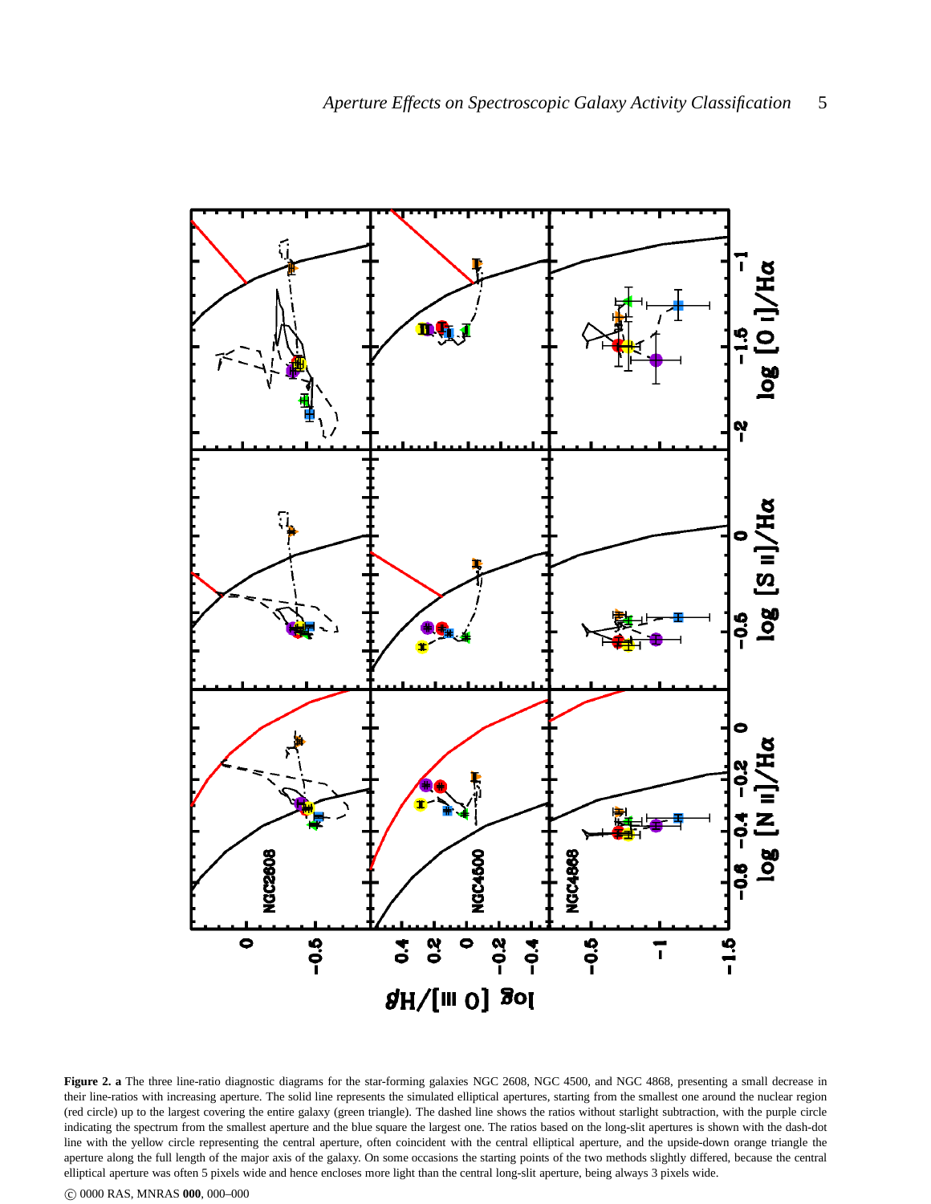**Figure 2. a** The three line-ratio diagnostic diagrams for the star-forming galaxies NGC 2608, NGC 4500, and NGC 4868, presenting a small decrease in their line-ratios with increasing aperture. The solid line represents the simulated elliptical apertures, starting from the smallest one around the nuclear region (red circle) up to the largest covering the entire galaxy (green triangle). The dashed line shows the ratios without starlight subtraction, with the purple circle indicating the spectrum from the smallest aperture and the blue square the largest one. The ratios based on the long-slit apertures is shown with the dash-dot line with the yellow circle representing the central aperture, often coincident with the central elliptical aperture, and the upside-down orange triangle the aperture along the full length of the major axis of the galaxy. On some occasions the starting points of the two methods slightly differed, because the central elliptical aperture was often 5 pixels wide and hence encloses more light than the central long-slit aperture, being always 3 pixels wide.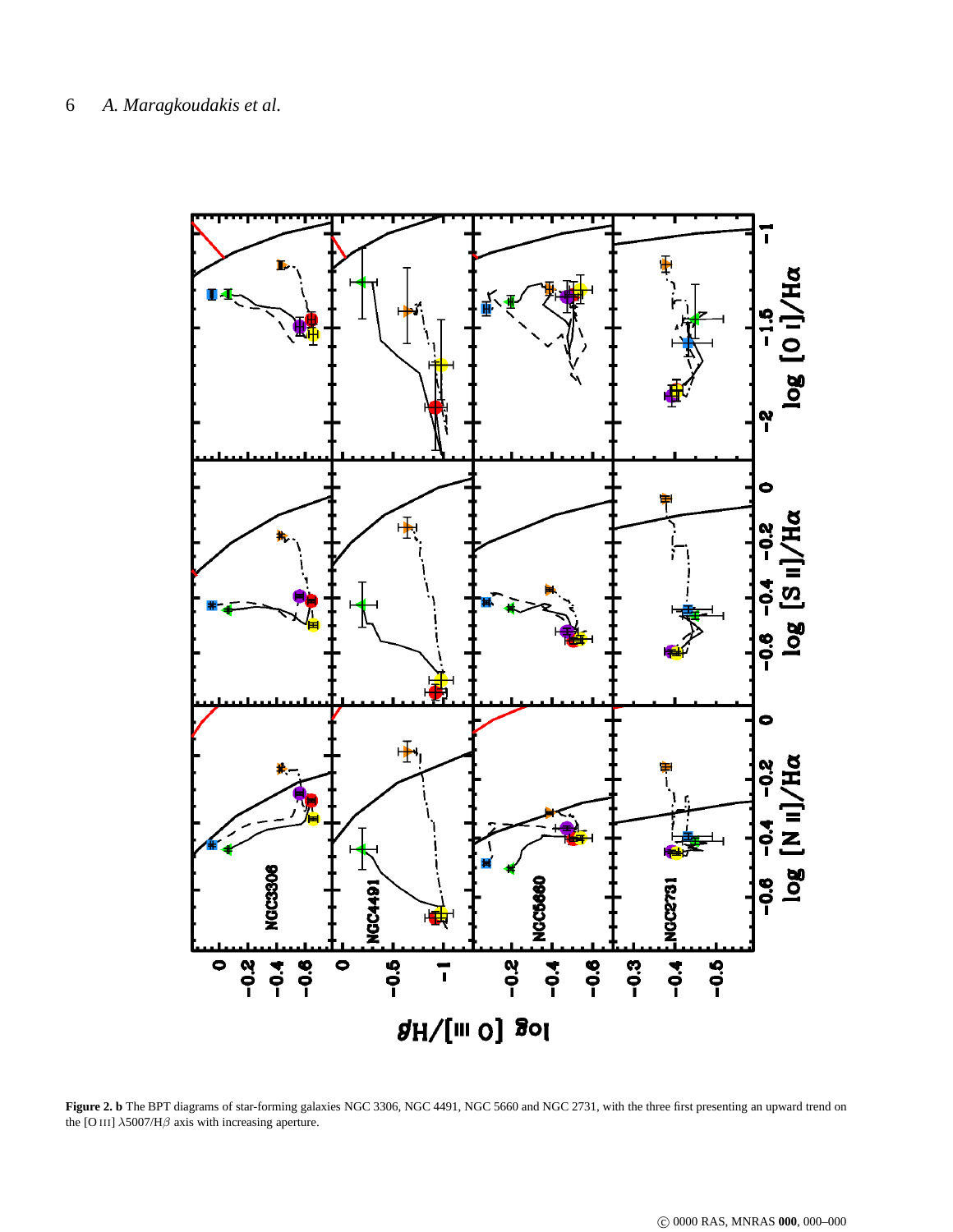**Figure 2. b** The BPT diagrams of star-forming galaxies NGC 3306, NGC 4491, NGC 5660 and NGC 2731, with the three first presenting an upward trend on the [O III] $\lambda$5007/H$\beta$ axis with increasing aperture.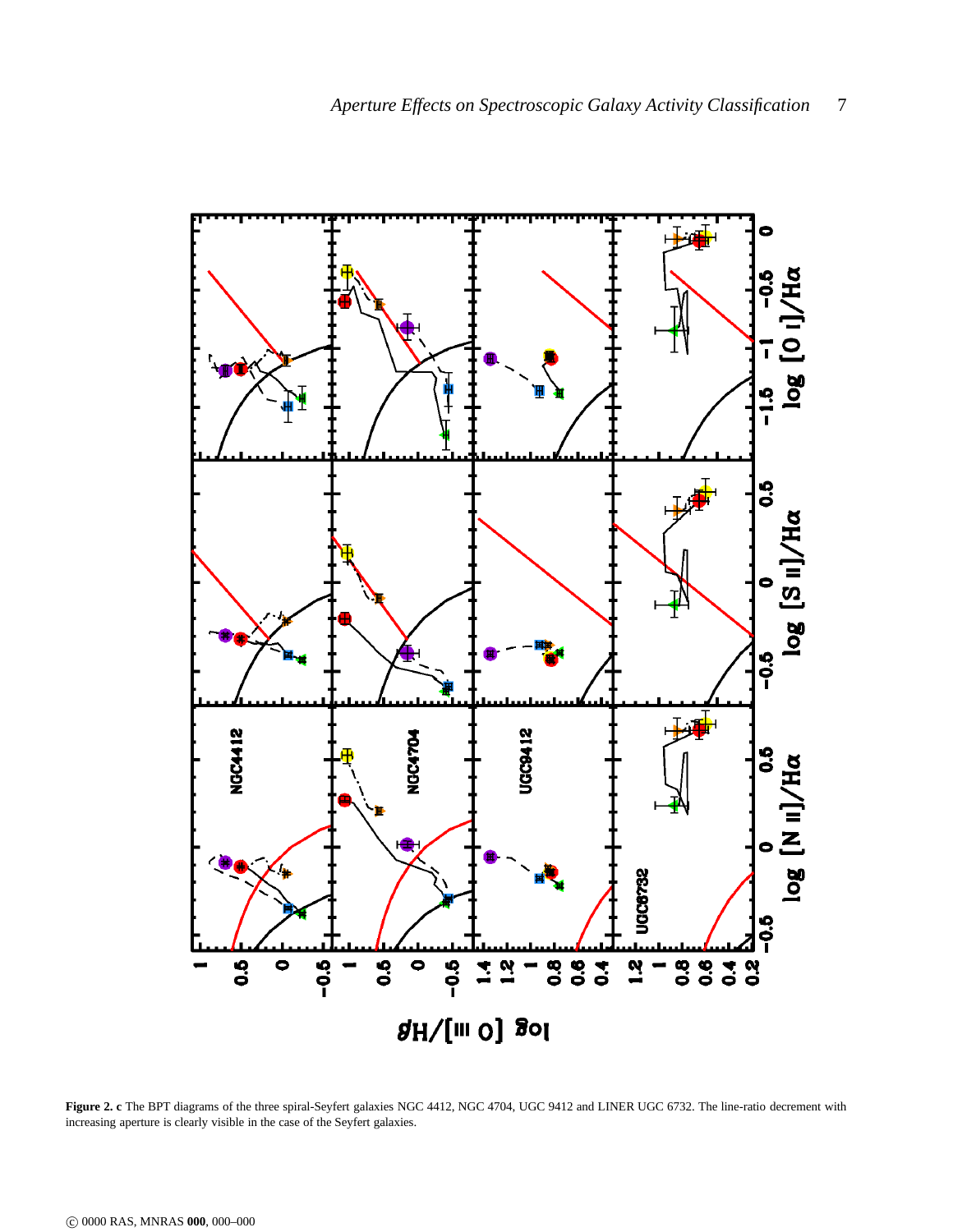**Figure 2. c** The BPT diagrams of the three spiral-Seyfert galaxies NGC 4412, NGC 4704, UGC 9412 and LINER UGC 6732. The line-ratio decrement with increasing aperture is clearly visible in the case of the Seyfert galaxies.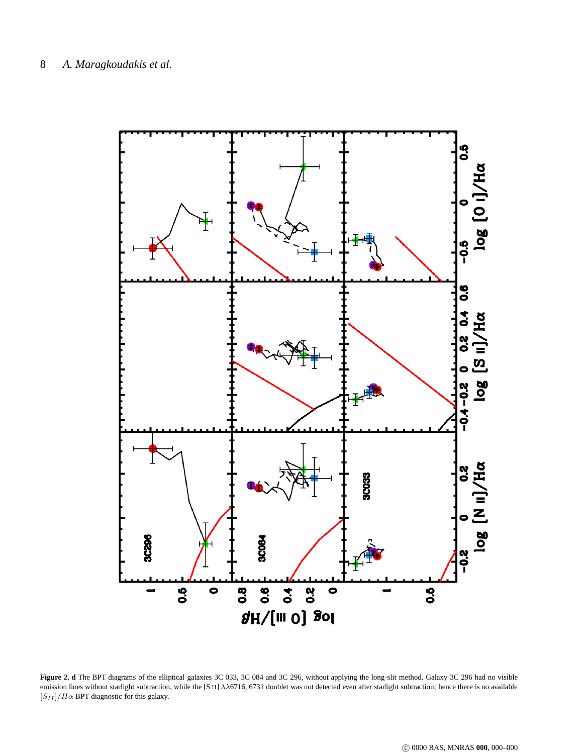**Figure 2. d** The BPT diagrams of the elliptical galaxies 3C 033, 3C 084 and 3C 296, without applying the long-slit method. Galaxy 3C 296 had no visible emission lines without starlight subtraction, while the [S II] $\lambda\lambda$6716, 6731 doublet was not detected even after starlight subtraction; hence there is no available $[S_{II}]/H\alpha$ BPT diagnostic for this galaxy.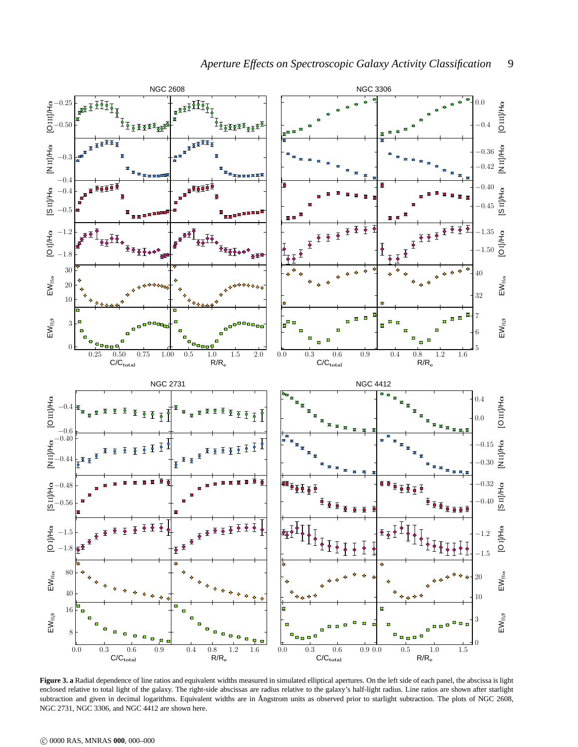**Figure 3. a** Radial dependence of line ratios and equivalent widths measured in simulated elliptical apertures. On the left side of each panel, the abscissa is light enclosed relative to total light of the galaxy. The right-side abscissas are radius relative to the galaxy's half-light radius. Line ratios are shown after starlight subtraction and given in decimal logarithms. Equivalent widths are in Ångstrom units as observed prior to starlight subtraction. The plots of NGC 2608, NGC 2731, NGC 3306, and NGC 4412 are shown here.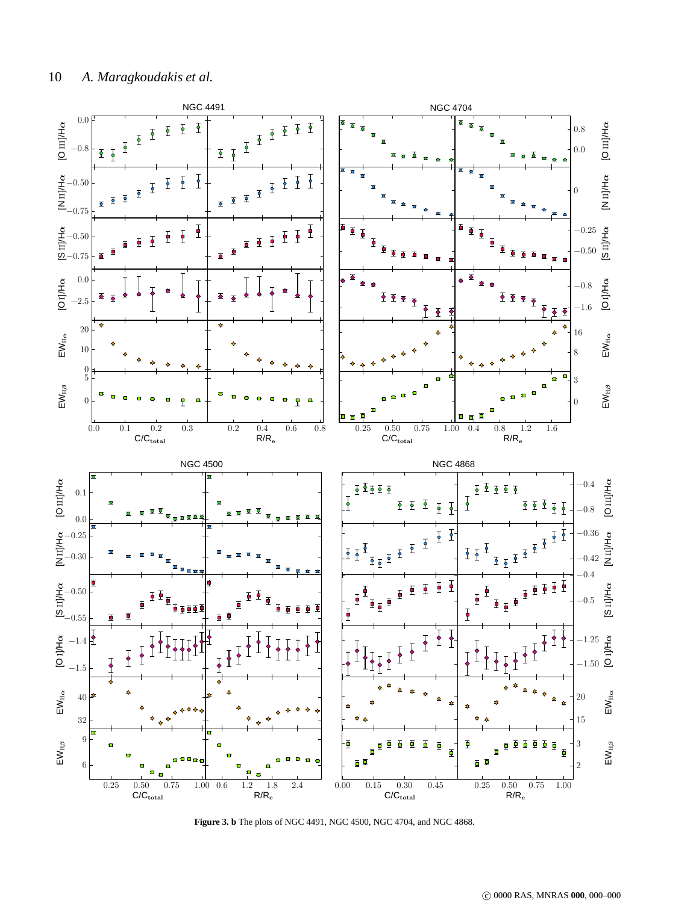**Figure 3. b** The plots of NGC 4491, NGC 4500, NGC 4704, and NGC 4868.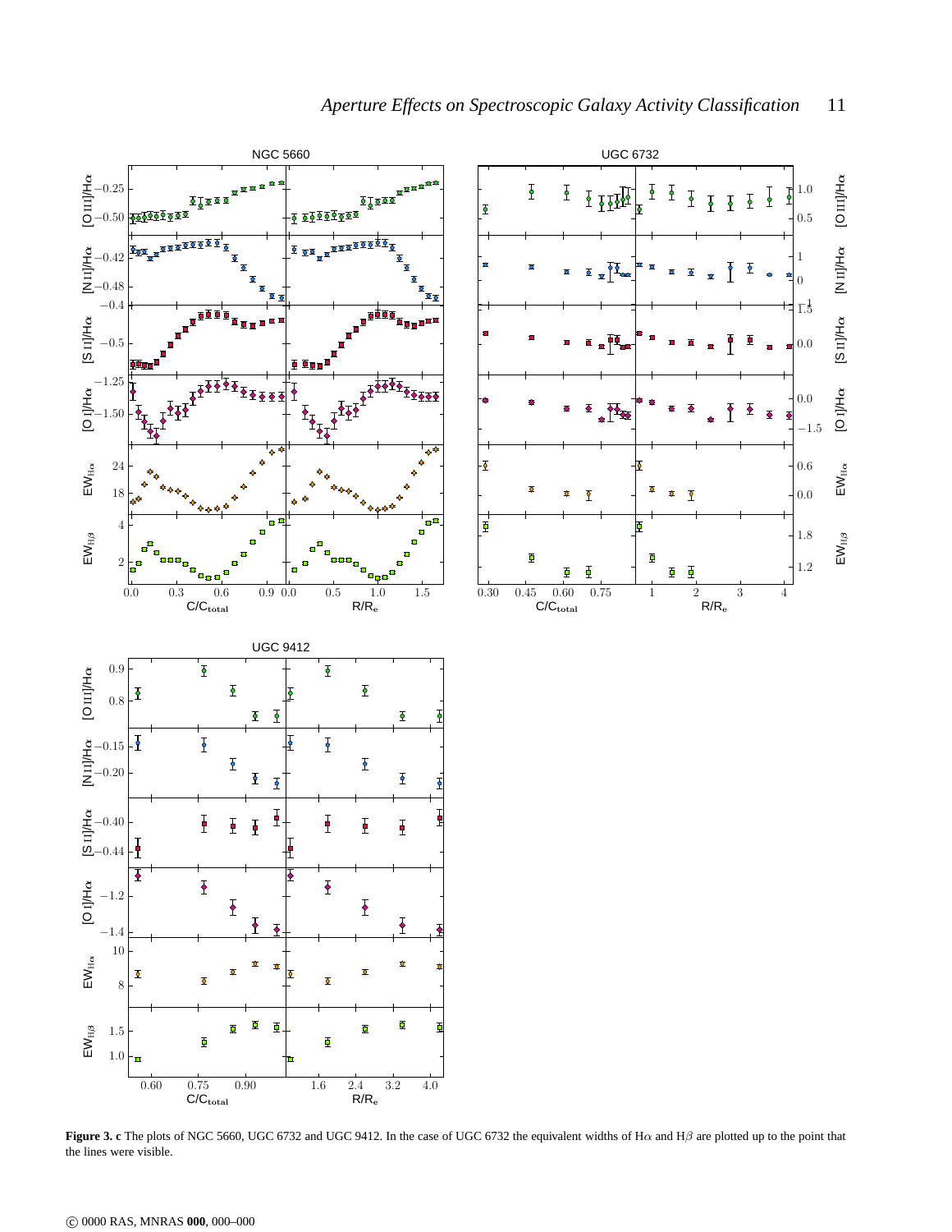**Figure 3. c** The plots of NGC 5660, UGC 6732 and UGC 9412. In the case of UGC 6732 the equivalent widths of H$\alpha$ and H$\beta$ are plotted up to the point that the lines were visible.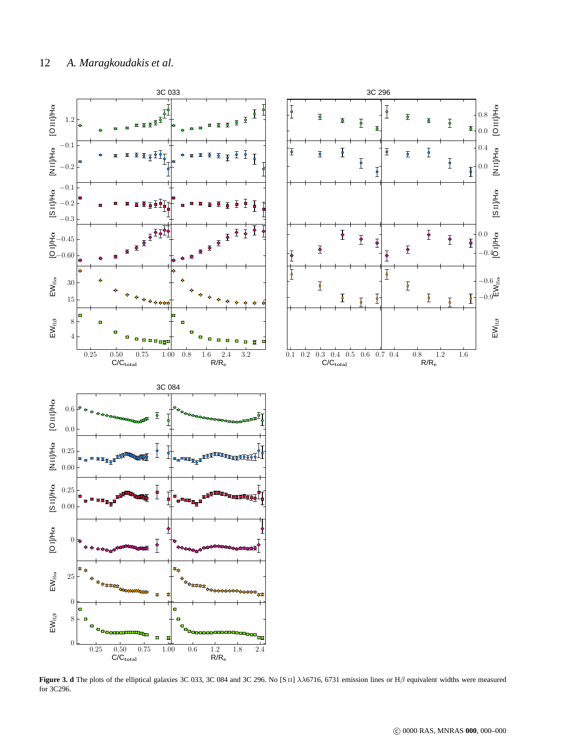**Figure 3. d** The plots of the elliptical galaxies 3C 033, 3C 084 and 3C 296. No [S II] $\lambda\lambda$6716, 6731 emission lines or H$\beta$ equivalent widths were measured for 3C296.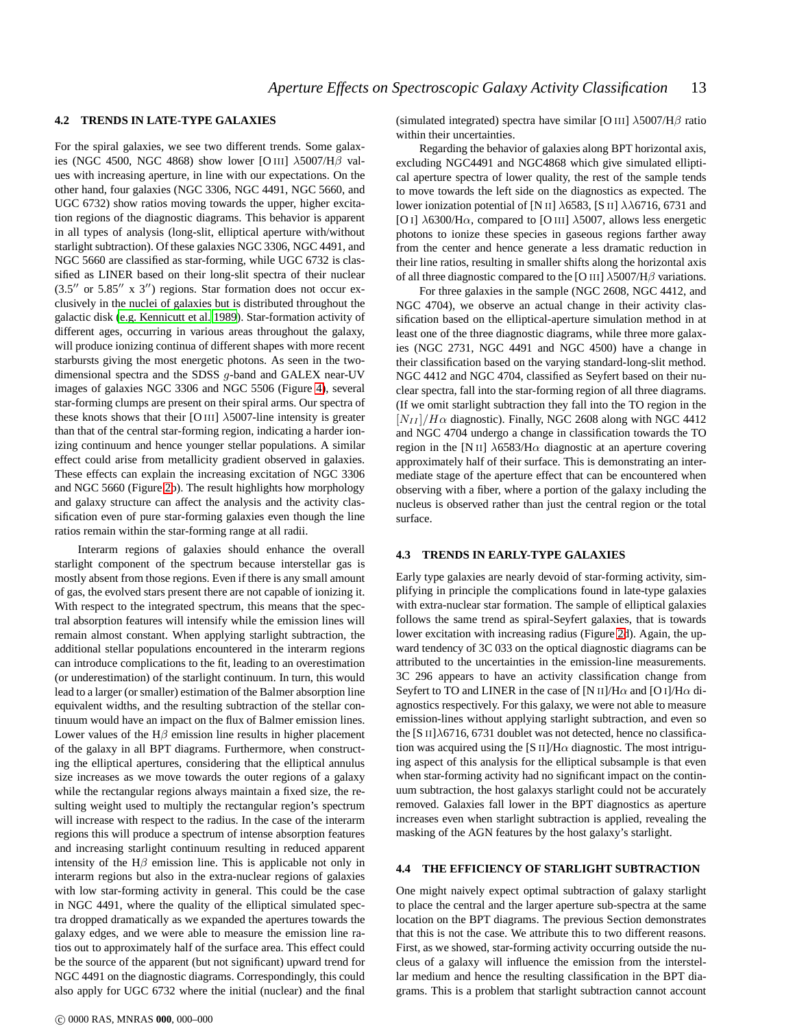### 4.2 TRENDS IN LATE-TYPE GALAXIES

For the spiral galaxies, we see two different trends. Some galaxies (NGC 4500, NGC 4868) show lower [O III] $\lambda$5007/H$\beta$ values with increasing aperture, in line with our expectations. On the other hand, four galaxies (NGC 3306, NGC 4491, NGC 5660, and UGC 6732) show ratios moving towards the upper, higher excitation regions of the diagnostic diagrams. This behavior is apparent in all types of analysis (long-slit, elliptical aperture with/without starlight subtraction). Of these galaxies NGC 3306, NGC 4491, and NGC 5660 are classified as star-forming, while UGC 6732 is classified as LINER based on their long-slit spectra of their nuclear (3.5″ or 5.85″ x 3″) regions. Star formation does not occur exclusively in the nuclei of galaxies but is distributed throughout the galactic disk (e.g. Kennicutt et al. 1989). Star-formation activity of different ages, occurring in various areas throughout the galaxy, will produce ionizing continua of different shapes with more recent starbursts giving the most energetic photons. As seen in the two-dimensional spectra and the SDSS $g$-band and GALEX near-UV images of galaxies NGC 3306 and NGC 5506 (Figure 4), several star-forming clumps are present on their spiral arms. Our spectra of these knots shows that their [O III] $\lambda$5007-line intensity is greater than that of the central star-forming region, indicating a harder ionizing continuum and hence younger stellar populations. A similar effect could arise from metallicity gradient observed in galaxies. These effects can explain the increasing excitation of NGC 3306 and NGC 5660 (Figure 2b). The result highlights how morphology and galaxy structure can affect the analysis and the activity classification even of pure star-forming galaxies even though the line ratios remain within the star-forming range at all radii.

Interarm regions of galaxies should enhance the overall starlight component of the spectrum because interstellar gas is mostly absent from those regions. Even if there is any small amount of gas, the evolved stars present there are not capable of ionizing it. With respect to the integrated spectrum, this means that the spectral absorption features will intensify while the emission lines will remain almost constant. When applying starlight subtraction, the additional stellar populations encountered in the interarm regions can introduce complications to the fit, leading to an overestimation (or underestimation) of the starlight continuum. In turn, this would lead to a larger (or smaller) estimation of the Balmer absorption line equivalent widths, and the resulting subtraction of the stellar continuum would have an impact on the flux of Balmer emission lines. Lower values of the H$\beta$ emission line results in higher placement of the galaxy in all BPT diagrams. Furthermore, when constructing the elliptical apertures, considering that the elliptical annulus size increases as we move towards the outer regions of a galaxy while the rectangular regions always maintain a fixed size, the resulting weight used to multiply the rectangular region's spectrum will increase with respect to the radius. In the case of the interarm regions this will produce a spectrum of intense absorption features and increasing starlight continuum resulting in reduced apparent intensity of the H$\beta$ emission line. This is applicable not only in interarm regions but also in the extra-nuclear regions of galaxies with low star-forming activity in general. This could be the case in NGC 4491, where the quality of the elliptical simulated spectra dropped dramatically as we expanded the apertures towards the galaxy edges, and we were able to measure the emission line ratios out to approximately half of the surface area. This effect could be the source of the apparent (but not significant) upward trend for NGC 4491 on the diagnostic diagrams. Correspondingly, this could also apply for UGC 6732 where the initial (nuclear) and the final (simulated integrated) spectra have similar [O III] $\lambda$5007/H$\beta$ ratio within their uncertainties.

Regarding the behavior of galaxies along BPT horizontal axis, excluding NGC4491 and NGC4868 which give simulated elliptical aperture spectra of lower quality, the rest of the sample tends to move towards the left side on the diagnostics as expected. The lower ionization potential of [N II] $\lambda$6583, [S II] $\lambda\lambda$6716, 6731 and [O I] $\lambda$6300/H$\alpha$, compared to [O III] $\lambda$5007, allows less energetic photons to ionize these species in gaseous regions farther away from the center and hence generate a less dramatic reduction in their line ratios, resulting in smaller shifts along the horizontal axis of all three diagnostic compared to the [O III] $\lambda$5007/H$\beta$ variations.

For three galaxies in the sample (NGC 2608, NGC 4412, and NGC 4704), we observe an actual change in their activity classification based on the elliptical-aperture simulation method in at least one of the three diagnostic diagrams, while three more galaxies (NGC 2731, NGC 4491 and NGC 4500) have a change in their classification based on the varying standard-long-slit method. NGC 4412 and NGC 4704, classified as Seyfert based on their nuclear spectra, fall into the star-forming region of all three diagrams. (If we omit starlight subtraction they fall into the TO region in the $[N_{II}]/H\alpha$ diagnostic). Finally, NGC 2608 along with NGC 4412 and NGC 4704 undergo a change in classification towards the TO region in the [N II] $\lambda$6583/H$\alpha$ diagnostic at an aperture covering approximately half of their surface. This is demonstrating an intermediate stage of the aperture effect that can be encountered when observing with a fiber, where a portion of the galaxy including the nucleus is observed rather than just the central region or the total surface.

### 4.3 TRENDS IN EARLY-TYPE GALAXIES

Early type galaxies are nearly devoid of star-forming activity, simplifying in principle the complications found in late-type galaxies with extra-nuclear star formation. The sample of elliptical galaxies follows the same trend as spiral-Seyfert galaxies, that is towards lower excitation with increasing radius (Figure 2d). Again, the upward tendency of 3C 033 on the optical diagnostic diagrams can be attributed to the uncertainties in the emission-line measurements. 3C 296 appears to have an activity classification change from Seyfert to TO and LINER in the case of [N II]/H$\alpha$ and [O I]/H$\alpha$ diagnostics respectively. For this galaxy, we were not able to measure emission-lines without applying starlight subtraction, and even so the [S II]$\lambda$6716, 6731 doublet was not detected, hence no classification was acquired using the [S II]/H$\alpha$ diagnostic. The most intriguing aspect of this analysis for the elliptical subsample is that even when star-forming activity had no significant impact on the continuum subtraction, the host galaxys starlight could not be accurately removed. Galaxies fall lower in the BPT diagnostics as aperture increases even when starlight subtraction is applied, revealing the masking of the AGN features by the host galaxy's starlight.

### 4.4 THE EFFICIENCY OF STARLIGHT SUBTRACTION

One might naively expect optimal subtraction of galaxy starlight to place the central and the larger aperture sub-spectra at the same location on the BPT diagrams. The previous Section demonstrates that this is not the case. We attribute this to two different reasons. First, as we showed, star-forming activity occurring outside the nucleus of a galaxy will influence the emission from the interstellar medium and hence the resulting classification in the BPT diagrams. This is a problem that starlight subtraction cannot account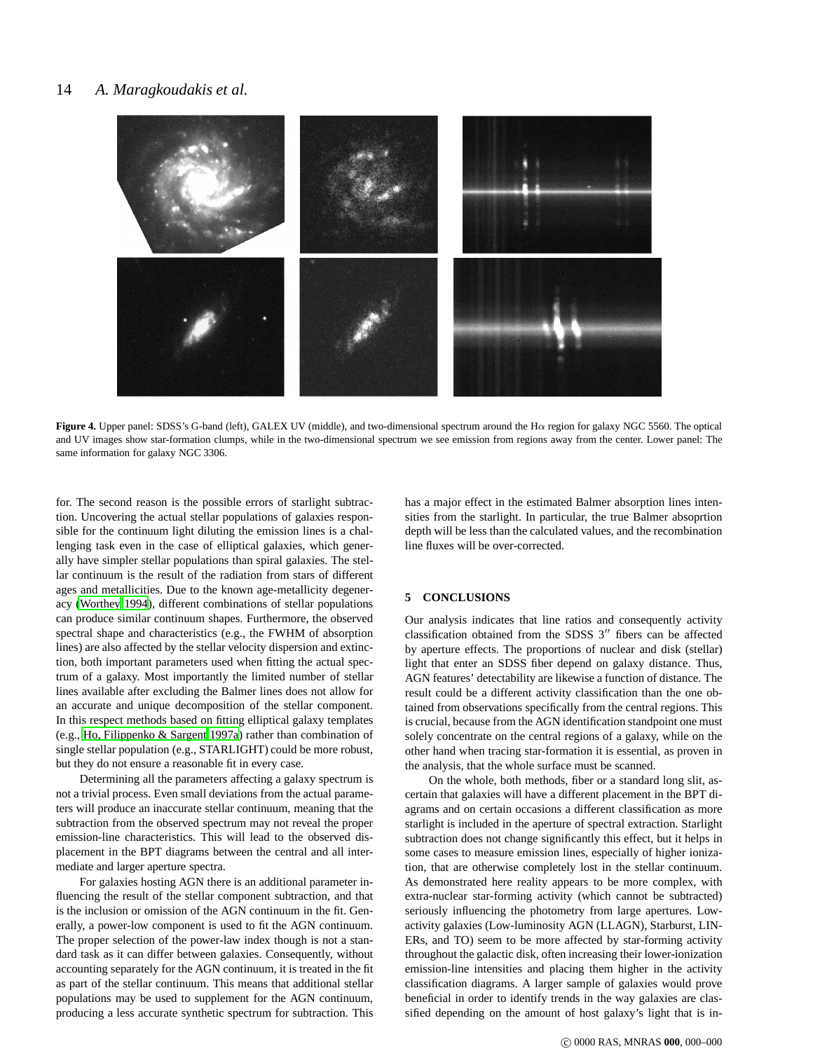**Figure 4.** Upper panel: SDSS's G-band (left), GALEX UV (middle), and two-dimensional spectrum around the H$\alpha$ region for galaxy NGC 5560. The optical and UV images show star-formation clumps, while in the two-dimensional spectrum we see emission from regions away from the center. Lower panel: The same information for galaxy NGC 3306.

for. The second reason is the possible errors of starlight subtraction. Uncovering the actual stellar populations of galaxies responsible for the continuum light diluting the emission lines is a challenging task even in the case of elliptical galaxies, which generally have simpler stellar populations than spiral galaxies. The stellar continuum is the result of the radiation from stars of different ages and metallicities. Due to the known age-metallicity degeneracy (Worthey 1994), different combinations of stellar populations can produce similar continuum shapes. Furthermore, the observed spectral shape and characteristics (e.g., the FWHM of absorption lines) are also affected by the stellar velocity dispersion and extinction, both important parameters used when fitting the actual spectrum of a galaxy. Most importantly the limited number of stellar lines available after excluding the Balmer lines does not allow for an accurate and unique decomposition of the stellar component. In this respect methods based on fitting elliptical galaxy templates (e.g., Ho, Filippenko & Sargent 1997a) rather than combination of single stellar population (e.g., STARLIGHT) could be more robust, but they do not ensure a reasonable fit in every case.

Determining all the parameters affecting a galaxy spectrum is not a trivial process. Even small deviations from the actual parameters will produce an inaccurate stellar continuum, meaning that the subtraction from the observed spectrum may not reveal the proper emission-line characteristics. This will lead to the observed displacement in the BPT diagrams between the central and all intermediate and larger aperture spectra.

For galaxies hosting AGN there is an additional parameter influencing the result of the stellar component subtraction, and that is the inclusion or omission of the AGN continuum in the fit. Generally, a power-low component is used to fit the AGN continuum. The proper selection of the power-law index though is not a standard task as it can differ between galaxies. Consequently, without accounting separately for the AGN continuum, it is treated in the fit as part of the stellar continuum. This means that additional stellar populations may be used to supplement for the AGN continuum, producing a less accurate synthetic spectrum for subtraction. This has a major effect in the estimated Balmer absorption lines intensities from the starlight. In particular, the true Balmer absoprtion depth will be less than the calculated values, and the recombination line fluxes will be over-corrected.

## 5 CONCLUSIONS

Our analysis indicates that line ratios and consequently activity classification obtained from the SDSS 3″ fibers can be affected by aperture effects. The proportions of nuclear and disk (stellar) light that enter an SDSS fiber depend on galaxy distance. Thus, AGN features' detectability are likewise a function of distance. The result could be a different activity classification than the one obtained from observations specifically from the central regions. This is crucial, because from the AGN identification standpoint one must solely concentrate on the central regions of a galaxy, while on the other hand when tracing star-formation it is essential, as proven in the analysis, that the whole surface must be scanned.

On the whole, both methods, fiber or a standard long slit, ascertain that galaxies will have a different placement in the BPT diagrams and on certain occasions a different classification as more starlight is included in the aperture of spectral extraction. Starlight subtraction does not change significantly this effect, but it helps in some cases to measure emission lines, especially of higher ionization, that are otherwise completely lost in the stellar continuum. As demonstrated here reality appears to be more complex, with extra-nuclear star-forming activity (which cannot be subtracted) seriously influencing the photometry from large apertures. Low-activity galaxies (Low-luminosity AGN (LLAGN), Starburst, LINERs, and TO) seem to be more affected by star-forming activity throughout the galactic disk, often increasing their lower-ionization emission-line intensities and placing them higher in the activity classification diagrams. A larger sample of galaxies would prove beneficial in order to identify trends in the way galaxies are classified depending on the amount of host galaxy's light that is in-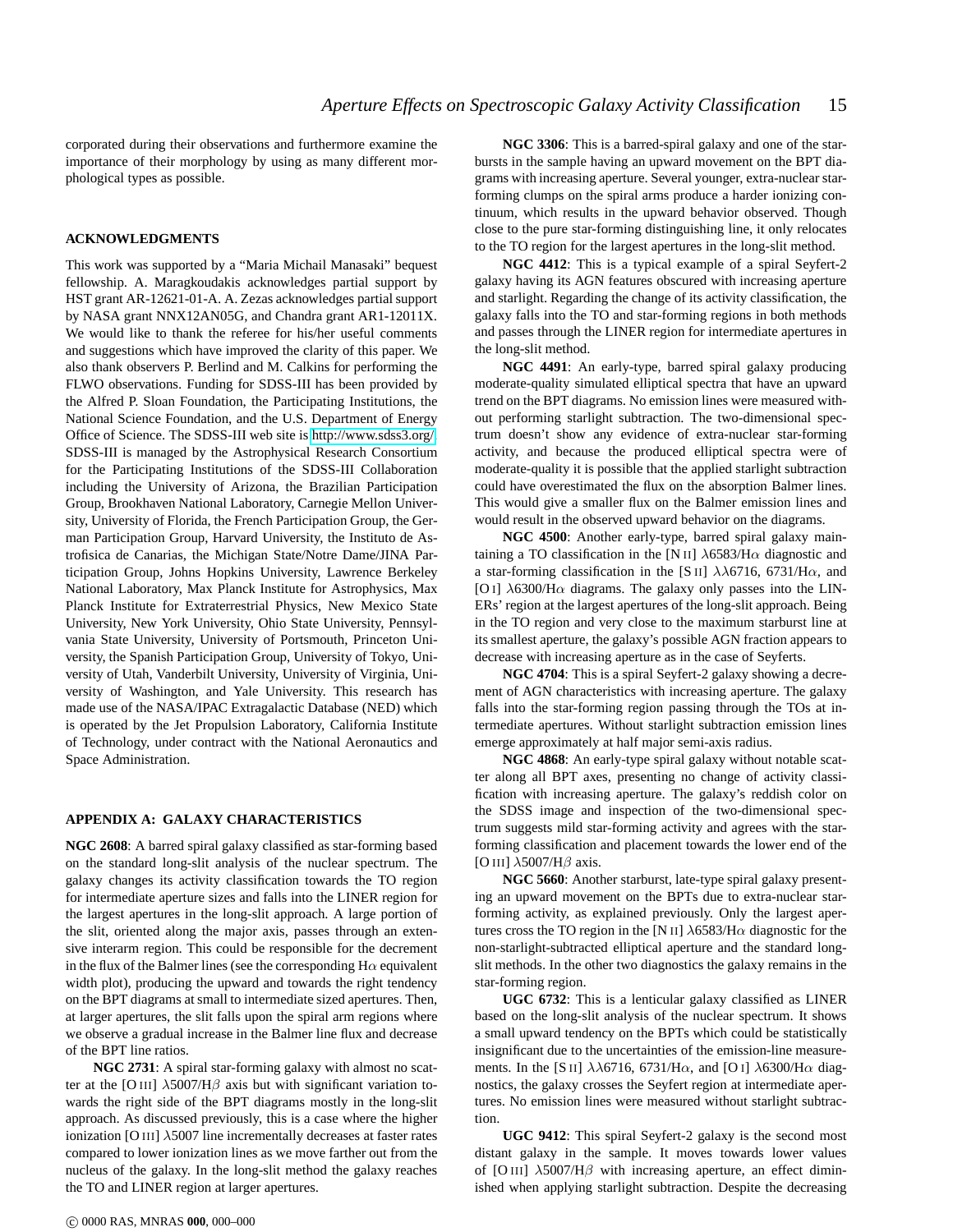corporated during their observations and furthermore examine the importance of their morphology by using as many different morphological types as possible.

## ACKNOWLEDGMENTS

This work was supported by a “Maria Michail Manasaki” bequest fellowship. A. Maragkoudakis acknowledges partial support by HST grant AR-12621-01-A. A. Zezas acknowledges partial support by NASA grant NNX12AN05G, and Chandra grant AR1-12011X. We would like to thank the referee for his/her useful comments and suggestions which have improved the clarity of this paper. We also thank observers P. Berlind and M. Calkins for performing the FLWO observations. Funding for SDSS-III has been provided by the Alfred P. Sloan Foundation, the Participating Institutions, the National Science Foundation, and the U.S. Department of Energy Office of Science. The SDSS-III web site is http://www.sdss3.org/. SDSS-III is managed by the Astrophysical Research Consortium for the Participating Institutions of the SDSS-III Collaboration including the University of Arizona, the Brazilian Participation Group, Brookhaven National Laboratory, Carnegie Mellon University, University of Florida, the French Participation Group, the German Participation Group, Harvard University, the Instituto de Astrofisica de Canarias, the Michigan State/Notre Dame/JINA Participation Group, Johns Hopkins University, Lawrence Berkeley National Laboratory, Max Planck Institute for Astrophysics, Max Planck Institute for Extraterrestrial Physics, New Mexico State University, New York University, Ohio State University, Pennsylvania State University, University of Portsmouth, Princeton University, the Spanish Participation Group, University of Tokyo, University of Utah, Vanderbilt University, University of Virginia, University of Washington, and Yale University. This research has made use of the NASA/IPAC Extragalactic Database (NED) which is operated by the Jet Propulsion Laboratory, California Institute of Technology, under contract with the National Aeronautics and Space Administration.

## APPENDIX A: GALAXY CHARACTERISTICS

**NGC 2608**: A barred spiral galaxy classified as star-forming based on the standard long-slit analysis of the nuclear spectrum. The galaxy changes its activity classification towards the TO region for intermediate aperture sizes and falls into the LINER region for the largest apertures in the long-slit approach. A large portion of the slit, oriented along the major axis, passes through an extensive interarm region. This could be responsible for the decrement in the flux of the Balmer lines (see the corresponding H$\alpha$ equivalent width plot), producing the upward and towards the right tendency on the BPT diagrams at small to intermediate sized apertures. Then, at larger apertures, the slit falls upon the spiral arm regions where we observe a gradual increase in the Balmer line flux and decrease of the BPT line ratios.

**NGC 2731**: A spiral star-forming galaxy with almost no scatter at the [O III] $\lambda$5007/H$\beta$ axis but with significant variation towards the right side of the BPT diagrams mostly in the long-slit approach. As discussed previously, this is a case where the higher ionization [O III] $\lambda$5007 line incrementally decreases at faster rates compared to lower ionization lines as we move farther out from the nucleus of the galaxy. In the long-slit method the galaxy reaches the TO and LINER region at larger apertures.

**NGC 3306**: This is a barred-spiral galaxy and one of the starbursts in the sample having an upward movement on the BPT diagrams with increasing aperture. Several younger, extra-nuclear star-forming clumps on the spiral arms produce a harder ionizing continuum, which results in the upward behavior observed. Though close to the pure star-forming distinguishing line, it only relocates to the TO region for the largest apertures in the long-slit method.

**NGC 4412**: This is a typical example of a spiral Seyfert-2 galaxy having its AGN features obscured with increasing aperture and starlight. Regarding the change of its activity classification, the galaxy falls into the TO and star-forming regions in both methods and passes through the LINER region for intermediate apertures in the long-slit method.

**NGC 4491**: An early-type, barred spiral galaxy producing moderate-quality simulated elliptical spectra that have an upward trend on the BPT diagrams. No emission lines were measured without performing starlight subtraction. The two-dimensional spectrum doesn’t show any evidence of extra-nuclear star-forming activity, and because the produced elliptical spectra were of moderate-quality it is possible that the applied starlight subtraction could have overestimated the flux on the absorption Balmer lines. This would give a smaller flux on the Balmer emission lines and would result in the observed upward behavior on the diagrams.

**NGC 4500**: Another early-type, barred spiral galaxy maintaining a TO classification in the [N II] $\lambda$6583/H$\alpha$ diagnostic and a star-forming classification in the [S II] $\lambda\lambda$6716, 6731/H$\alpha$, and [O I] $\lambda$6300/H$\alpha$ diagrams. The galaxy only passes into the LINERs’ region at the largest apertures of the long-slit approach. Being in the TO region and very close to the maximum starburst line at its smallest aperture, the galaxy’s possible AGN fraction appears to decrease with increasing aperture as in the case of Seyferts.

**NGC 4704**: This is a spiral Seyfert-2 galaxy showing a decrement of AGN characteristics with increasing aperture. The galaxy falls into the star-forming region passing through the TOs at intermediate apertures. Without starlight subtraction emission lines emerge approximately at half major semi-axis radius.

**NGC 4868**: An early-type spiral galaxy without notable scatter along all BPT axes, presenting no change of activity classification with increasing aperture. The galaxy’s reddish color on the SDSS image and inspection of the two-dimensional spectrum suggests mild star-forming activity and agrees with the star-forming classification and placement towards the lower end of the [O III] $\lambda$5007/H$\beta$ axis.

**NGC 5660**: Another starburst, late-type spiral galaxy presenting an upward movement on the BPTs due to extra-nuclear star-forming activity, as explained previously. Only the largest apertures cross the TO region in the [N II] $\lambda$6583/H$\alpha$ diagnostic for the non-starlight-subtracted elliptical aperture and the standard long-slit methods. In the other two diagnostics the galaxy remains in the star-forming region.

**UGC 6732**: This is a lenticular galaxy classified as LINER based on the long-slit analysis of the nuclear spectrum. It shows a small upward tendency on the BPTs which could be statistically insignificant due to the uncertainties of the emission-line measurements. In the [S II] $\lambda\lambda$6716, 6731/H$\alpha$, and [O I] $\lambda$6300/H$\alpha$ diagnostics, the galaxy crosses the Seyfert region at intermediate apertures. No emission lines were measured without starlight subtraction.

**UGC 9412**: This spiral Seyfert-2 galaxy is the second most distant galaxy in the sample. It moves towards lower values of [O III] $\lambda$5007/H$\beta$ with increasing aperture, an effect diminished when applying starlight subtraction. Despite the decreasing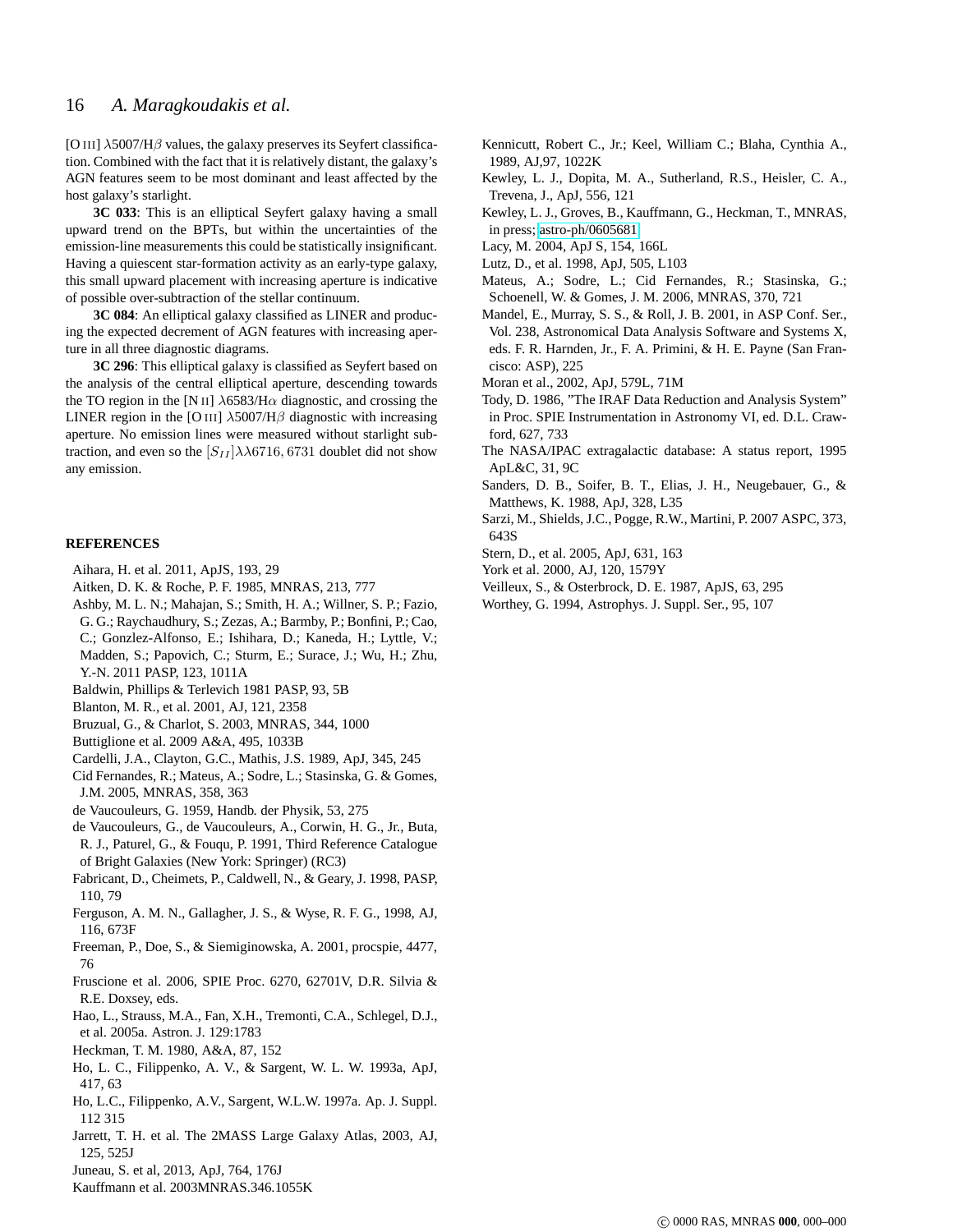[O III] $\lambda$5007/H$\beta$ values, the galaxy preserves its Seyfert classification. Combined with the fact that it is relatively distant, the galaxy's AGN features seem to be most dominant and least affected by the host galaxy's starlight.

**3C 033**: This is an elliptical Seyfert galaxy having a small upward trend on the BPTs, but within the uncertainties of the emission-line measurements this could be statistically insignificant. Having a quiescent star-formation activity as an early-type galaxy, this small upward placement with increasing aperture is indicative of possible over-subtraction of the stellar continuum.

**3C 084**: An elliptical galaxy classified as LINER and producing the expected decrement of AGN features with increasing aperture in all three diagnostic diagrams.

**3C 296**: This elliptical galaxy is classified as Seyfert based on the analysis of the central elliptical aperture, descending towards the TO region in the [N II] $\lambda$6583/H$\alpha$ diagnostic, and crossing the LINER region in the [O III] $\lambda$5007/H$\beta$ diagnostic with increasing aperture. No emission lines were measured without starlight subtraction, and even so the $[S_{II}]\lambda\lambda 6716, 6731$ doublet did not show any emission.

## REFERENCES

Aihara, H. et al. 2011, ApJS, 193, 29

Aitken, D. K. & Roche, P. F. 1985, MNRAS, 213, 777

Ashby, M. L. N.; Mahajan, S.; Smith, H. A.; Willner, S. P.; Fazio, G. G.; Raychaudhury, S.; Zezas, A.; Barmby, P.; Bonfini, P.; Cao, C.; Gonzlez-Alfonso, E.; Ishihara, D.; Kaneda, H.; Lyttle, V.; Madden, S.; Papovich, C.; Sturm, E.; Surace, J.; Wu, H.; Zhu, Y.-N. 2011 PASP, 123, 1011A

Baldwin, Phillips & Terlevich 1981 PASP, 93, 5B

Blanton, M. R., et al. 2001, AJ, 121, 2358

Bruzual, G., & Charlot, S. 2003, MNRAS, 344, 1000

Buttiglione et al. 2009 A&A, 495, 1033B

Cardelli, J.A., Clayton, G.C., Mathis, J.S. 1989, ApJ, 345, 245

Cid Fernandes, R.; Mateus, A.; Sodre, L.; Stasinska, G. & Gomes, J.M. 2005, MNRAS, 358, 363

de Vaucouleurs, G. 1959, Handb. der Physik, 53, 275

de Vaucouleurs, G., de Vaucouleurs, A., Corwin, H. G., Jr., Buta, R. J., Paturel, G., & Fouqu, P. 1991, Third Reference Catalogue of Bright Galaxies (New York: Springer) (RC3)

Fabricant, D., Cheimets, P., Caldwell, N., & Geary, J. 1998, PASP, 110, 79

Ferguson, A. M. N., Gallagher, J. S., & Wyse, R. F. G., 1998, AJ, 116, 673F

Freeman, P., Doe, S., & Siemiginowska, A. 2001, procspie, 4477, 76

Fruscione et al. 2006, SPIE Proc. 6270, 62701V, D.R. Silvia & R.E. Doxsey, eds.

Hao, L., Strauss, M.A., Fan, X.H., Tremonti, C.A., Schlegel, D.J., et al. 2005a. Astron. J. 129:1783

Heckman, T. M. 1980, A&A, 87, 152

Ho, L. C., Filippenko, A. V., & Sargent, W. L. W. 1993a, ApJ, 417, 63

Ho, L.C., Filippenko, A.V., Sargent, W.L.W. 1997a. Ap. J. Suppl. 112 315

Jarrett, T. H. et al. The 2MASS Large Galaxy Atlas, 2003, AJ, 125, 525J

Juneau, S. et al, 2013, ApJ, 764, 176J

Kauffmann et al. 2003MNRAS.346.1055K

Kennicutt, Robert C., Jr.; Keel, William C.; Blaha, Cynthia A., 1989, AJ,97, 1022K

Kewley, L. J., Dopita, M. A., Sutherland, R.S., Heisler, C. A., Trevena, J., ApJ, 556, 121

Kewley, L. J., Groves, B., Kauffmann, G., Heckman, T., MNRAS, in press; astro-ph/0605681

Lacy, M. 2004, ApJ S, 154, 166L

Lutz, D., et al. 1998, ApJ, 505, L103

Mateus, A.; Sodre, L.; Cid Fernandes, R.; Stasinska, G.; Schoenell, W. & Gomes, J. M. 2006, MNRAS, 370, 721

Mandel, E., Murray, S. S., & Roll, J. B. 2001, in ASP Conf. Ser., Vol. 238, Astronomical Data Analysis Software and Systems X, eds. F. R. Harnden, Jr., F. A. Primini, & H. E. Payne (San Francisco: ASP), 225

Moran et al., 2002, ApJ, 579L, 71M

Tody, D. 1986, "The IRAF Data Reduction and Analysis System" in Proc. SPIE Instrumentation in Astronomy VI, ed. D.L. Crawford, 627, 733

The NASA/IPAC extragalactic database: A status report, 1995 ApL&C, 31, 9C

Sanders, D. B., Soifer, B. T., Elias, J. H., Neugebauer, G., & Matthews, K. 1988, ApJ, 328, L35

Sarzi, M., Shields, J.C., Pogge, R.W., Martini, P. 2007 ASPC, 373, 643S

Stern, D., et al. 2005, ApJ, 631, 163

York et al. 2000, AJ, 120, 1579Y

Veilleux, S., & Osterbrock, D. E. 1987, ApJS, 63, 295

Worthey, G. 1994, Astrophys. J. Suppl. Ser., 95, 107